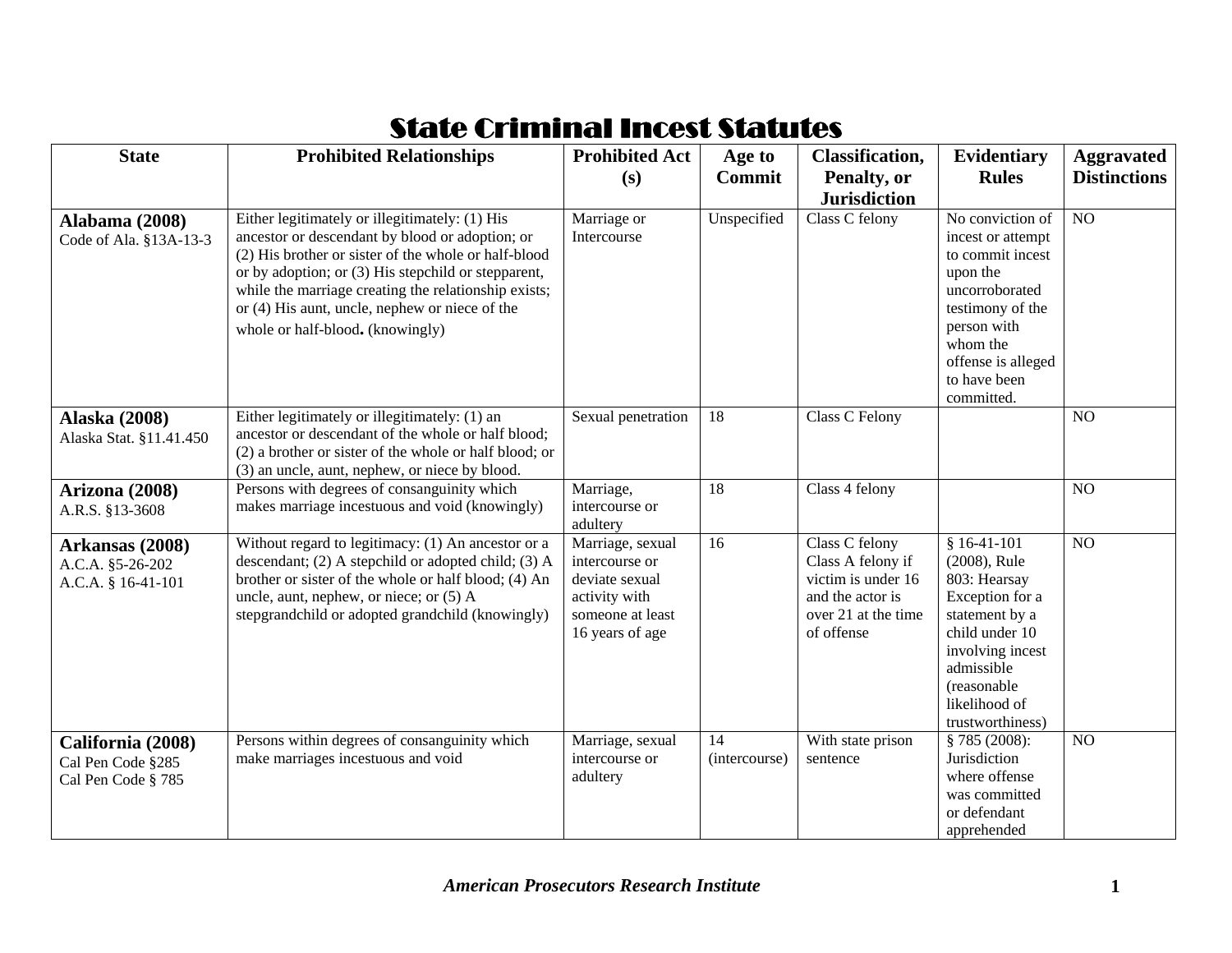# State Criminal Incest Statutes

| State | Prohibited Relationships | Prohibited Act (s) | Age to Commit | Classification, Penalty, or Jurisdiction | Evidentiary Rules | Aggravated Distinctions |
|---|---|---|---|---|---|---|
| **Alabama (2008)** Code of Ala. §13A-13-3 | Either legitimately or illegitimately: (1) His ancestor or descendant by blood or adoption; or (2) His brother or sister of the whole or half-blood or by adoption; or (3) His stepchild or stepparent, while the marriage creating the relationship exists; or (4) His aunt, uncle, nephew or niece of the whole or half-blood**.** (knowingly) | Marriage or Intercourse | Unspecified | Class C felony | No conviction of incest or attempt to commit incest upon the uncorroborated testimony of the person with whom the offense is alleged to have been committed. | NO |
| **Alaska (2008)** Alaska Stat. §11.41.450 | Either legitimately or illegitimately: (1) an ancestor or descendant of the whole or half blood; (2) a brother or sister of the whole or half blood; or (3) an uncle, aunt, nephew, or niece by blood. | Sexual penetration | 18 | Class C Felony | | NO |
| **Arizona (2008)** A.R.S. §13-3608 | Persons with degrees of consanguinity which makes marriage incestuous and void (knowingly) | Marriage, intercourse or adultery | 18 | Class 4 felony | | NO |
| **Arkansas (2008)** A.C.A. §5-26-202 A.C.A. § 16-41-101 | Without regard to legitimacy: (1) An ancestor or a descendant; (2) A stepchild or adopted child; (3) A brother or sister of the whole or half blood; (4) An uncle, aunt, nephew, or niece; or (5) A stepgrandchild or adopted grandchild (knowingly) | Marriage, sexual intercourse or deviate sexual activity with someone at least 16 years of age | 16 | Class C felony Class A felony if victim is under 16 and the actor is over 21 at the time of offense | § 16-41-101 (2008), Rule 803: Hearsay Exception for a statement by a child under 10 involving incest admissible (reasonable likelihood of trustworthiness) | NO |
| **California (2008)** Cal Pen Code §285 Cal Pen Code § 785 | Persons within degrees of consanguinity which make marriages incestuous and void | Marriage, sexual intercourse or adultery | 14 (intercourse) | With state prison sentence | § 785 (2008): Jurisdiction where offense was committed or defendant apprehended | NO |

*American Prosecutors Research Institute*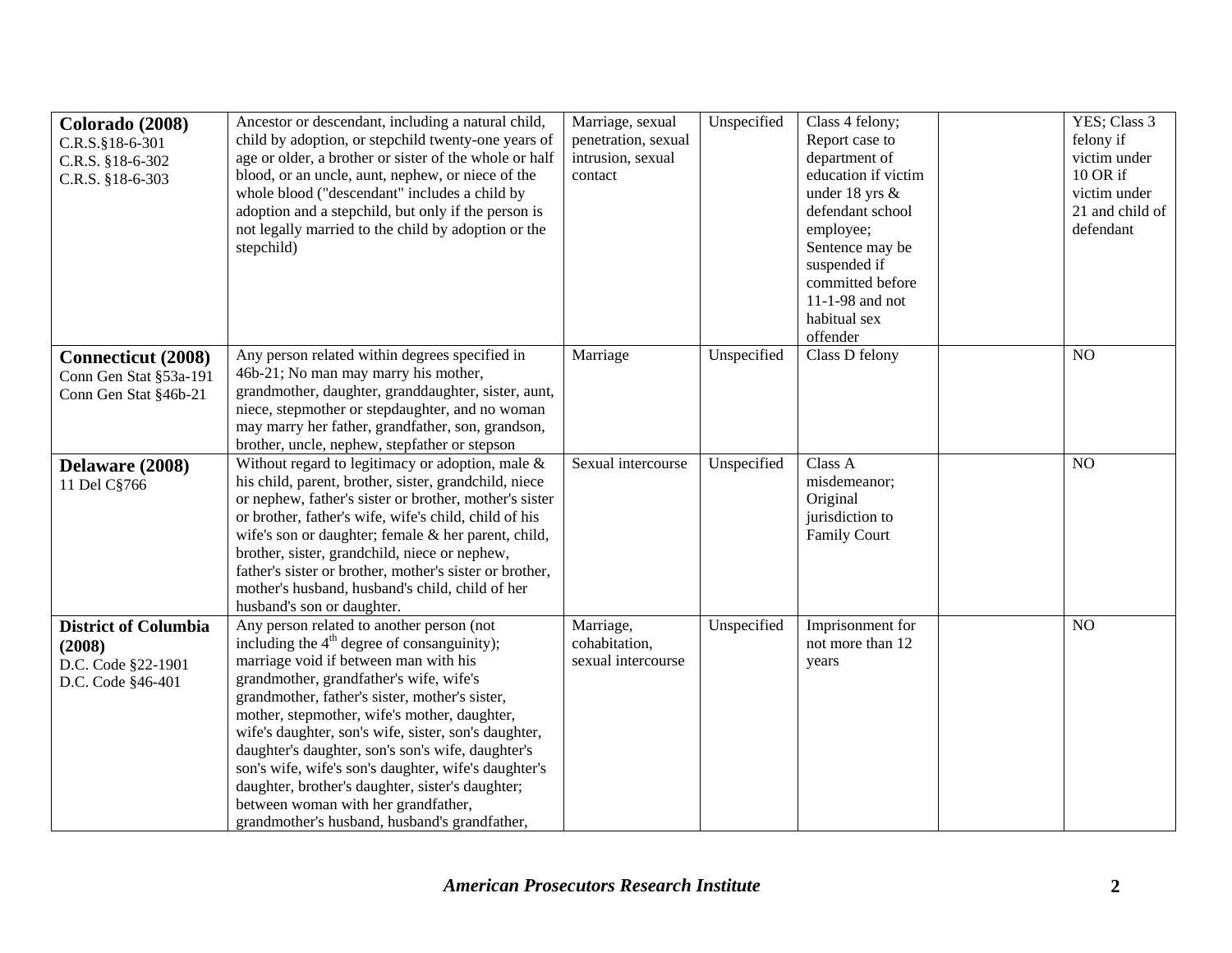| **Colorado (2008)** C.R.S.§18-6-301 C.R.S. §18-6-302 C.R.S. §18-6-303 | Ancestor or descendant, including a natural child, child by adoption, or stepchild twenty-one years of age or older, a brother or sister of the whole or half blood, or an uncle, aunt, nephew, or niece of the whole blood ("descendant" includes a child by adoption and a stepchild, but only if the person is not legally married to the child by adoption or the stepchild) | Marriage, sexual penetration, sexual intrusion, sexual contact | Unspecified | Class 4 felony; Report case to department of education if victim under 18 yrs & defendant school employee; Sentence may be suspended if committed before 11-1-98 and not habitual sex offender | | YES; Class 3 felony if victim under 10 OR if victim under 21 and child of defendant |
|---|---|---|---|---|---|---|
| **Connecticut (2008)** Conn Gen Stat §53a-191 Conn Gen Stat §46b-21 | Any person related within degrees specified in 46b-21; No man may marry his mother, grandmother, daughter, granddaughter, sister, aunt, niece, stepmother or stepdaughter, and no woman may marry her father, grandfather, son, grandson, brother, uncle, nephew, stepfather or stepson | Marriage | Unspecified | Class D felony | | NO |
| **Delaware (2008)** 11 Del C§766 | Without regard to legitimacy or adoption, male & his child, parent, brother, sister, grandchild, niece or nephew, father's sister or brother, mother's sister or brother, father's wife, wife's child, child of his wife's son or daughter; female & her parent, child, brother, sister, grandchild, niece or nephew, father's sister or brother, mother's sister or brother, mother's husband, husband's child, child of her husband's son or daughter. | Sexual intercourse | Unspecified | Class A misdemeanor; Original jurisdiction to Family Court | | NO |
| **District of Columbia (2008)** D.C. Code §22-1901 D.C. Code §46-401 | Any person related to another person (not including the 4th degree of consanguinity); marriage void if between man with his grandmother, grandfather's wife, wife's grandmother, father's sister, mother's sister, mother, stepmother, wife's mother, daughter, wife's daughter, son's wife, sister, son's daughter, daughter's daughter, son's son's wife, daughter's son's wife, wife's son's daughter, wife's daughter's daughter, brother's daughter, sister's daughter; between woman with her grandfather, grandmother's husband, husband's grandfather, | Marriage, cohabitation, sexual intercourse | Unspecified | Imprisonment for not more than 12 years | | NO |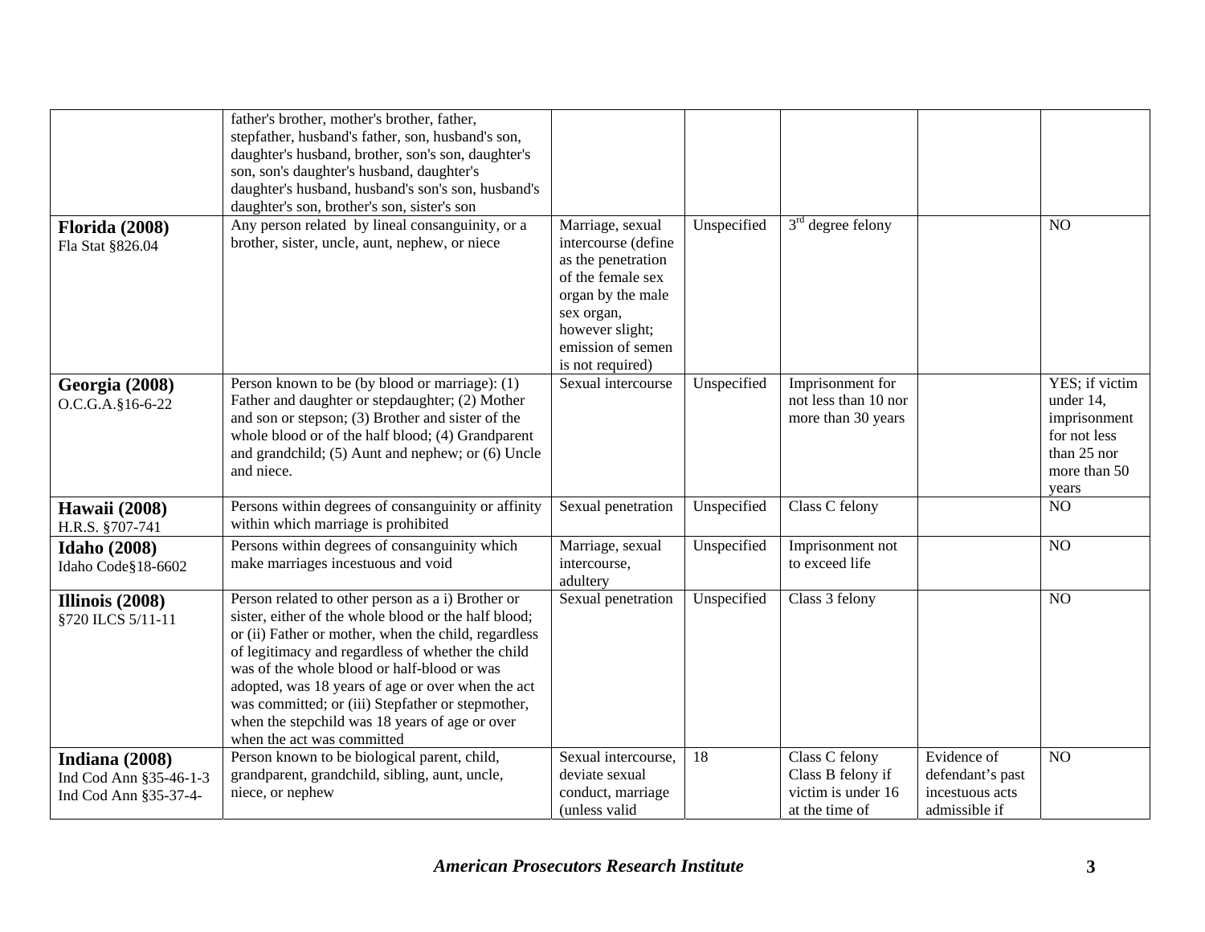| | | | | | | |
|---|---|---|---|---|---|---|
| | father's brother, mother's brother, father, stepfather, husband's father, son, husband's son, daughter's husband, brother, son's son, daughter's son, son's daughter's husband, daughter's daughter's husband, husband's son's son, husband's daughter's son, brother's son, sister's son | | | | | |
| **Florida (2008)** Fla Stat §826.04 | Any person related by lineal consanguinity, or a brother, sister, uncle, aunt, nephew, or niece | Marriage, sexual intercourse (define as the penetration of the female sex organ by the male sex organ, however slight; emission of semen is not required) | Unspecified | 3rd degree felony | | NO |
| **Georgia (2008)** O.C.G.A.§16-6-22 | Person known to be (by blood or marriage): (1) Father and daughter or stepdaughter; (2) Mother and son or stepson; (3) Brother and sister of the whole blood or of the half blood; (4) Grandparent and grandchild; (5) Aunt and nephew; or (6) Uncle and niece. | Sexual intercourse | Unspecified | Imprisonment for not less than 10 nor more than 30 years | | YES; if victim under 14, imprisonment for not less than 25 nor more than 50 years |
| **Hawaii (2008)** H.R.S. §707-741 | Persons within degrees of consanguinity or affinity within which marriage is prohibited | Sexual penetration | Unspecified | Class C felony | | NO |
| **Idaho (2008)** Idaho Code§18-6602 | Persons within degrees of consanguinity which make marriages incestuous and void | Marriage, sexual intercourse, adultery | Unspecified | Imprisonment not to exceed life | | NO |
| **Illinois (2008)** §720 ILCS 5/11-11 | Person related to other person as a i) Brother or sister, either of the whole blood or the half blood; or (ii) Father or mother, when the child, regardless of legitimacy and regardless of whether the child was of the whole blood or half-blood or was adopted, was 18 years of age or over when the act was committed; or (iii) Stepfather or stepmother, when the stepchild was 18 years of age or over when the act was committed | Sexual penetration | Unspecified | Class 3 felony | | NO |
| **Indiana (2008)** Ind Cod Ann §35-46-1-3 Ind Cod Ann §35-37-4- | Person known to be biological parent, child, grandparent, grandchild, sibling, aunt, uncle, niece, or nephew | Sexual intercourse, deviate sexual conduct, marriage (unless valid | 18 | Class C felony Class B felony if victim is under 16 at the time of | Evidence of defendant's past incestuous acts admissible if | NO |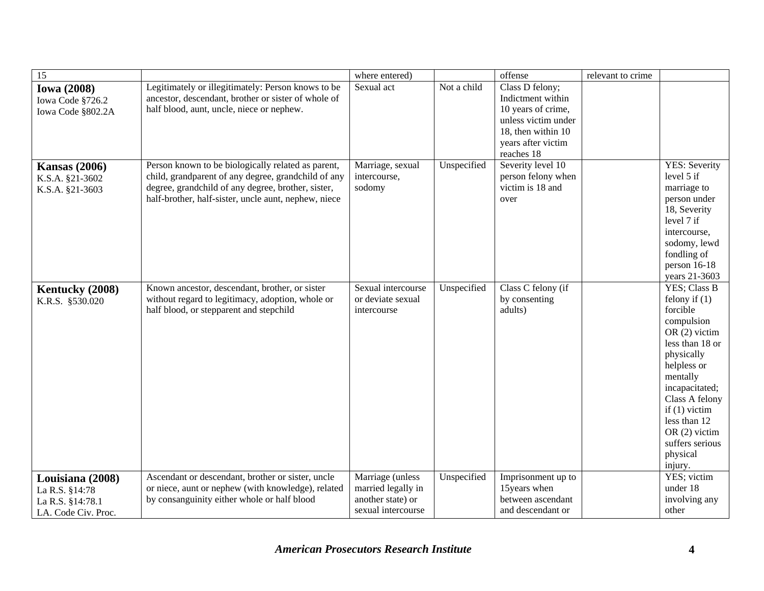| 15 | | where entered) | | offense | relevant to crime | |
|---|---|---|---|---|---|---|
| **Iowa (2008)** Iowa Code §726.2 Iowa Code §802.2A | Legitimately or illegitimately: Person knows to be ancestor, descendant, brother or sister of whole of half blood, aunt, uncle, niece or nephew. | Sexual act | Not a child | Class D felony; Indictment within 10 years of crime, unless victim under 18, then within 10 years after victim reaches 18 | | |
| **Kansas (2006)** K.S.A. §21-3602 K.S.A. §21-3603 | Person known to be biologically related as parent, child, grandparent of any degree, grandchild of any degree, grandchild of any degree, brother, sister, half-brother, half-sister, uncle aunt, nephew, niece | Marriage, sexual intercourse, sodomy | Unspecified | Severity level 10 person felony when victim is 18 and over | | YES: Severity level 5 if marriage to person under 18, Severity level 7 if intercourse, sodomy, lewd fondling of person 16-18 years 21-3603 |
| **Kentucky (2008)** K.R.S. §530.020 | Known ancestor, descendant, brother, or sister without regard to legitimacy, adoption, whole or half blood, or stepparent and stepchild | Sexual intercourse or deviate sexual intercourse | Unspecified | Class C felony (if by consenting adults) | | YES; Class B felony if (1) forcible compulsion OR (2) victim less than 18 or physically helpless or mentally incapacitated; Class A felony if (1) victim less than 12 OR (2) victim suffers serious physical injury. |
| **Louisiana (2008)** La R.S. §14:78 La R.S. §14:78.1 LA. Code Civ. Proc. | Ascendant or descendant, brother or sister, uncle or niece, aunt or nephew (with knowledge), related by consanguinity either whole or half blood | Marriage (unless married legally in another state) or sexual intercourse | Unspecified | Imprisonment up to 15years when between ascendant and descendant or | | YES; victim under 18 involving any other |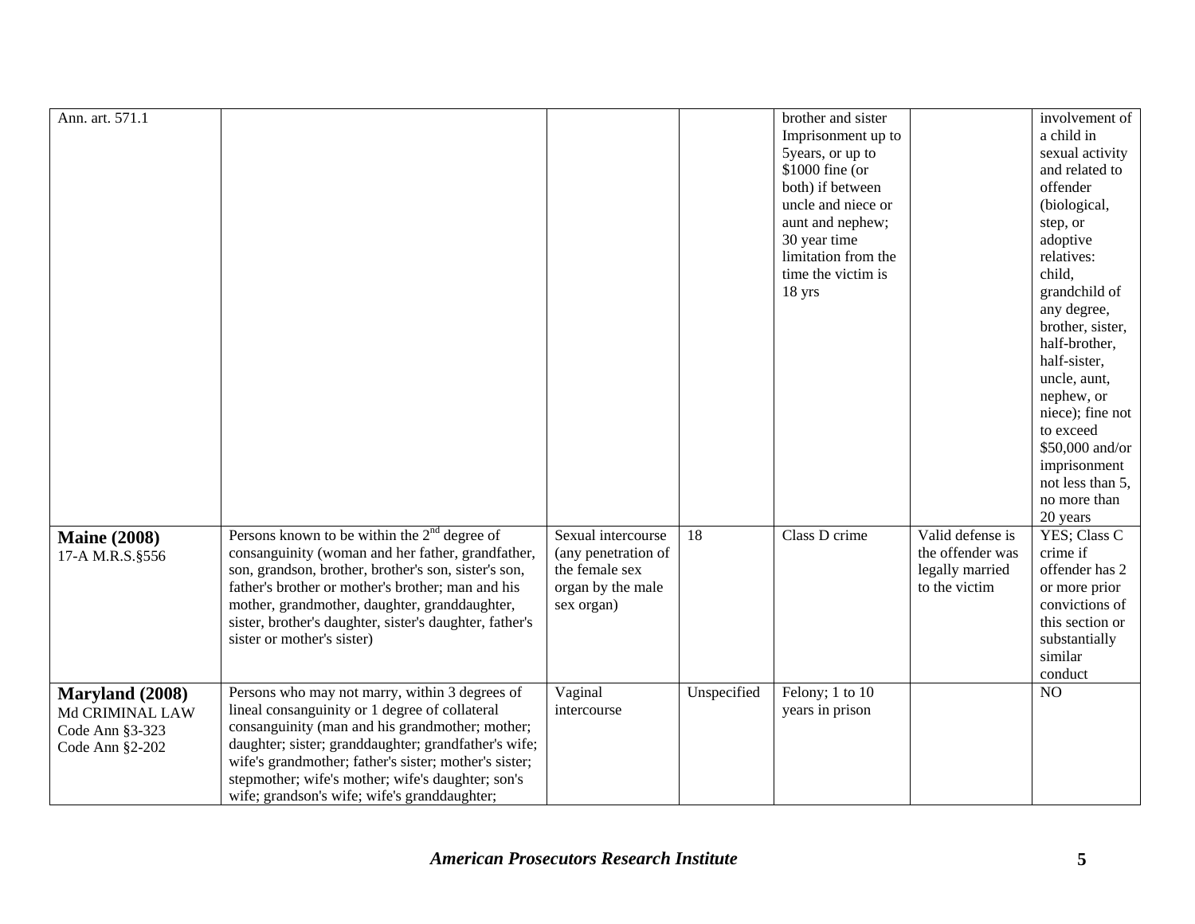| | | | | | | |
|---|---|---|---|---|---|---|
| Ann. art. 571.1 | | | | brother and sister Imprisonment up to 5years, or up to $1000 fine (or both) if between uncle and niece or aunt and nephew; 30 year time limitation from the time the victim is 18 yrs | | involvement of a child in sexual activity and related to offender (biological, step, or adoptive relatives: child, grandchild of any degree, brother, sister, half-brother, half-sister, uncle, aunt, nephew, or niece); fine not to exceed $50,000 and/or imprisonment not less than 5, no more than 20 years |
| **Maine (2008)** 17-A M.R.S.§556 | Persons known to be within the 2nd degree of consanguinity (woman and her father, grandfather, son, grandson, brother, brother's son, sister's son, father's brother or mother's brother; man and his mother, grandmother, daughter, granddaughter, sister, brother's daughter, sister's daughter, father's sister or mother's sister) | Sexual intercourse (any penetration of the female sex organ by the male sex organ) | 18 | Class D crime | Valid defense is the offender was legally married to the victim | YES; Class C crime if offender has 2 or more prior convictions of this section or substantially similar conduct |
| **Maryland (2008)** Md CRIMINAL LAW Code Ann §3-323 Code Ann §2-202 | Persons who may not marry, within 3 degrees of lineal consanguinity or 1 degree of collateral consanguinity (man and his grandmother; mother; daughter; sister; granddaughter; grandfather's wife; wife's grandmother; father's sister; mother's sister; stepmother; wife's mother; wife's daughter; son's wife; grandson's wife; wife's granddaughter; | Vaginal intercourse | Unspecified | Felony; 1 to 10 years in prison | | NO |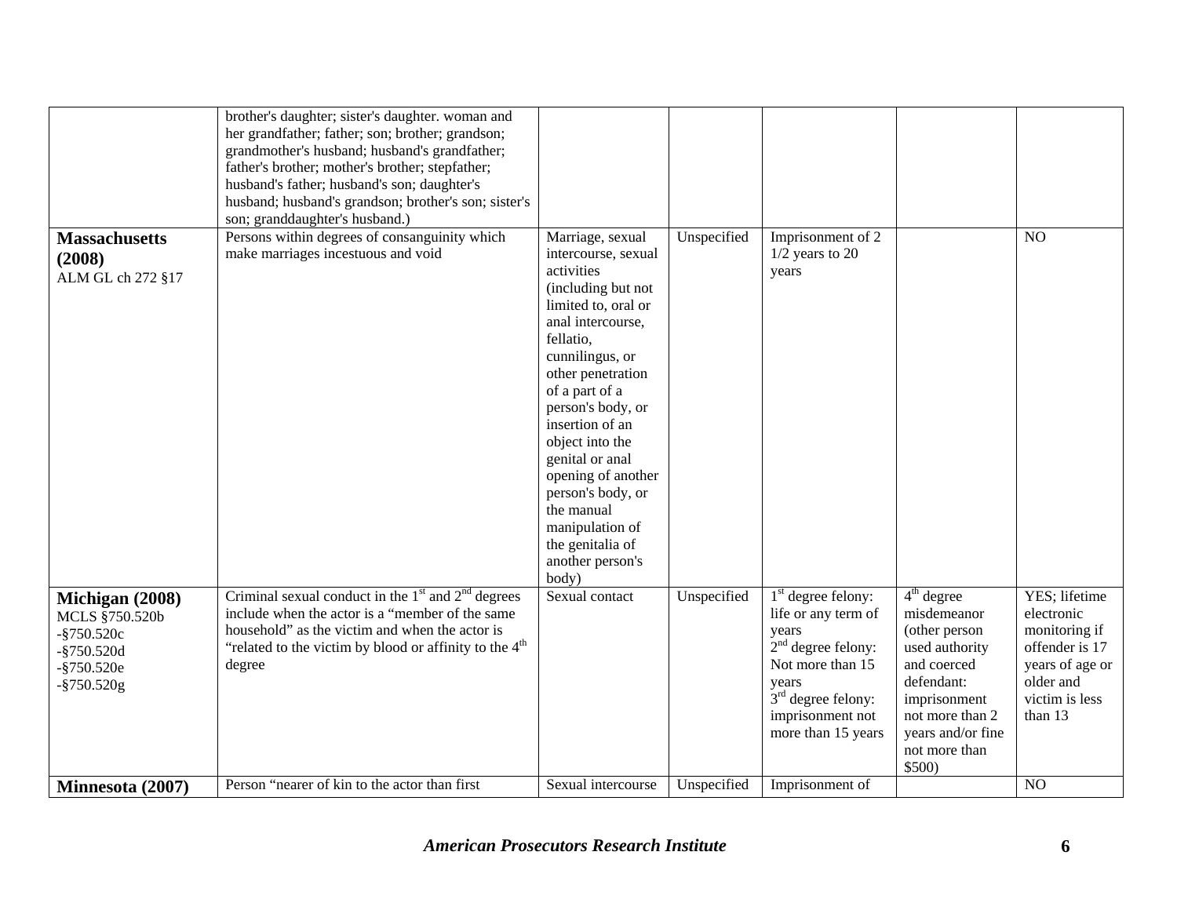| | | | | | | |
|---|---|---|---|---|---|---|
| | brother's daughter; sister's daughter. woman and her grandfather; father; son; brother; grandson; grandmother's husband; husband's grandfather; father's brother; mother's brother; stepfather; husband's father; husband's son; daughter's husband; husband's grandson; brother's son; sister's son; granddaughter's husband.) | | | | | |
| **Massachusetts (2008)** ALM GL ch 272 §17 | Persons within degrees of consanguinity which make marriages incestuous and void | Marriage, sexual intercourse, sexual activities (including but not limited to, oral or anal intercourse, fellatio, cunnilingus, or other penetration of a part of a person's body, or insertion of an object into the genital or anal opening of another person's body, or the manual manipulation of the genitalia of another person's body) | Unspecified | Imprisonment of 2 1/2 years to 20 years | | NO |
| **Michigan (2008)** MCLS §750.520b -§750.520c -§750.520d -§750.520e -§750.520g | Criminal sexual conduct in the 1st and 2nd degrees include when the actor is a "member of the same household" as the victim and when the actor is "related to the victim by blood or affinity to the 4th degree | Sexual contact | Unspecified | 1st degree felony: life or any term of years 2nd degree felony: Not more than 15 years 3rd degree felony: imprisonment not more than 15 years | 4th degree misdemeanor (other person used authority and coerced defendant: imprisonment not more than 2 years and/or fine not more than $500) | YES; lifetime electronic monitoring if offender is 17 years of age or older and victim is less than 13 |
| **Minnesota (2007)** | Person "nearer of kin to the actor than first | Sexual intercourse | Unspecified | Imprisonment of | | NO |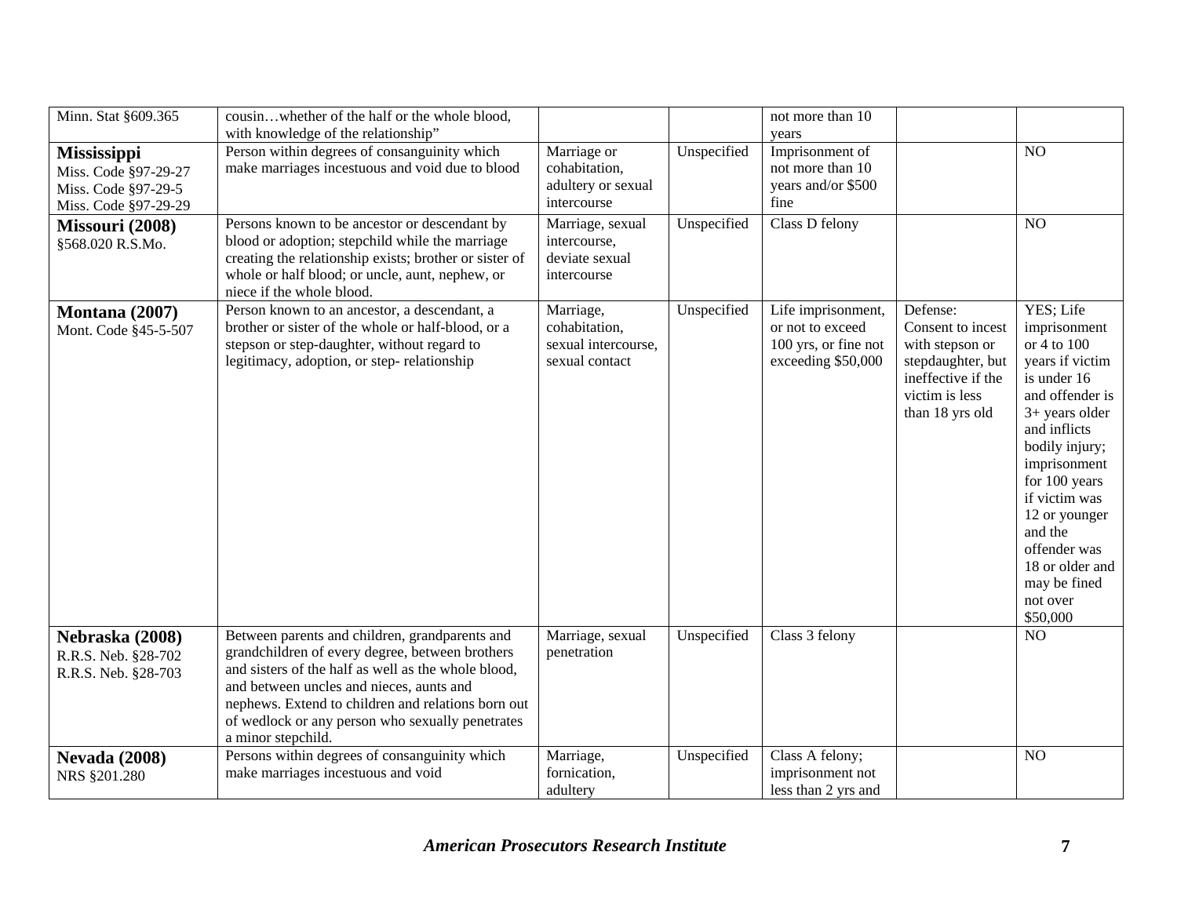| | | | | | | |
|---|---|---|---|---|---|---|
| Minn. Stat §609.365 | cousin…whether of the half or the whole blood, with knowledge of the relationship" | | | not more than 10 years | | |
| **Mississippi** Miss. Code §97-29-27 Miss. Code §97-29-5 Miss. Code §97-29-29 | Person within degrees of consanguinity which make marriages incestuous and void due to blood | Marriage or cohabitation, adultery or sexual intercourse | Unspecified | Imprisonment of not more than 10 years and/or $500 fine | | NO |
| **Missouri (2008)** §568.020 R.S.Mo. | Persons known to be ancestor or descendant by blood or adoption; stepchild while the marriage creating the relationship exists; brother or sister of whole or half blood; or uncle, aunt, nephew, or niece if the whole blood. | Marriage, sexual intercourse, deviate sexual intercourse | Unspecified | Class D felony | | NO |
| **Montana (2007)** Mont. Code §45-5-507 | Person known to an ancestor, a descendant, a brother or sister of the whole or half-blood, or a stepson or step-daughter, without regard to legitimacy, adoption, or step- relationship | Marriage, cohabitation, sexual intercourse, sexual contact | Unspecified | Life imprisonment, or not to exceed 100 yrs, or fine not exceeding $50,000 | Defense: Consent to incest with stepson or stepdaughter, but ineffective if the victim is less than 18 yrs old | YES; Life imprisonment or 4 to 100 years if victim is under 16 and offender is 3+ years older and inflicts bodily injury; imprisonment for 100 years if victim was 12 or younger and the offender was 18 or older and may be fined not over $50,000 |
| **Nebraska (2008)** R.R.S. Neb. §28-702 R.R.S. Neb. §28-703 | Between parents and children, grandparents and grandchildren of every degree, between brothers and sisters of the half as well as the whole blood, and between uncles and nieces, aunts and nephews. Extend to children and relations born out of wedlock or any person who sexually penetrates a minor stepchild. | Marriage, sexual penetration | Unspecified | Class 3 felony | | NO |
| **Nevada (2008)** NRS §201.280 | Persons within degrees of consanguinity which make marriages incestuous and void | Marriage, fornication, adultery | Unspecified | Class A felony; imprisonment not less than 2 yrs and | | NO |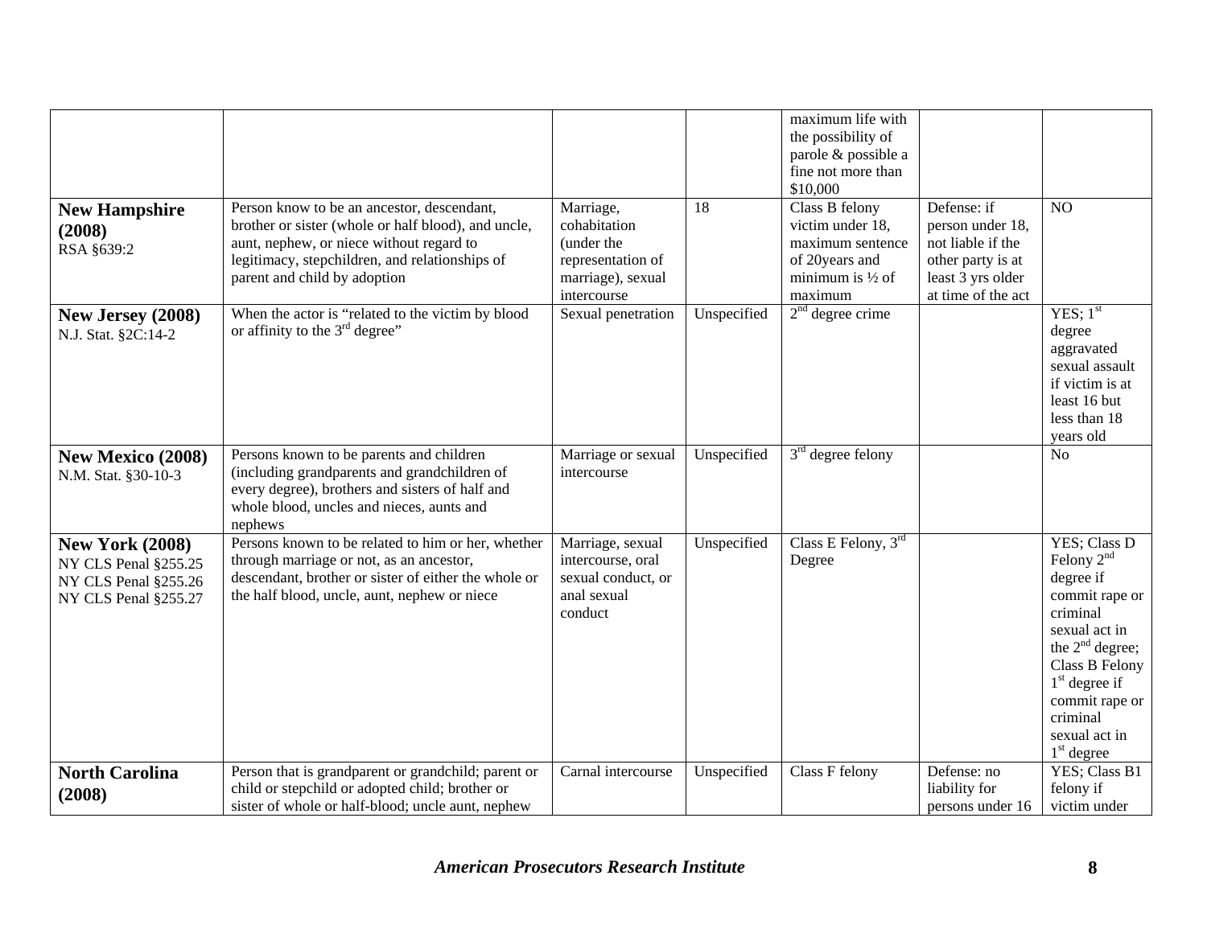| | | | | | | |
|---|---|---|---|---|---|---|
| | | | | maximum life with the possibility of parole & possible a fine not more than $10,000 | | |
| **New Hampshire (2008)** RSA §639:2 | Person know to be an ancestor, descendant, brother or sister (whole or half blood), and uncle, aunt, nephew, or niece without regard to legitimacy, stepchildren, and relationships of parent and child by adoption | Marriage, cohabitation (under the representation of marriage), sexual intercourse | 18 | Class B felony victim under 18, maximum sentence of 20years and minimum is ½ of maximum | Defense: if person under 18, not liable if the other party is at least 3 yrs older at time of the act | NO |
| **New Jersey (2008)** N.J. Stat. §2C:14-2 | When the actor is "related to the victim by blood or affinity to the 3rd degree" | Sexual penetration | Unspecified | 2nd degree crime | | YES; 1st degree aggravated sexual assault if victim is at least 16 but less than 18 years old |
| **New Mexico (2008)** N.M. Stat. §30-10-3 | Persons known to be parents and children (including grandparents and grandchildren of every degree), brothers and sisters of half and whole blood, uncles and nieces, aunts and nephews | Marriage or sexual intercourse | Unspecified | 3rd degree felony | | No |
| **New York (2008)** NY CLS Penal §255.25 NY CLS Penal §255.26 NY CLS Penal §255.27 | Persons known to be related to him or her, whether through marriage or not, as an ancestor, descendant, brother or sister of either the whole or the half blood, uncle, aunt, nephew or niece | Marriage, sexual intercourse, oral sexual conduct, or anal sexual conduct | Unspecified | Class E Felony, 3rd Degree | | YES; Class D Felony 2nd degree if commit rape or criminal sexual act in the 2nd degree; Class B Felony 1st degree if commit rape or criminal sexual act in 1st degree |
| **North Carolina (2008)** | Person that is grandparent or grandchild; parent or child or stepchild or adopted child; brother or sister of whole or half-blood; uncle aunt, nephew | Carnal intercourse | Unspecified | Class F felony | Defense: no liability for persons under 16 | YES; Class B1 felony if victim under |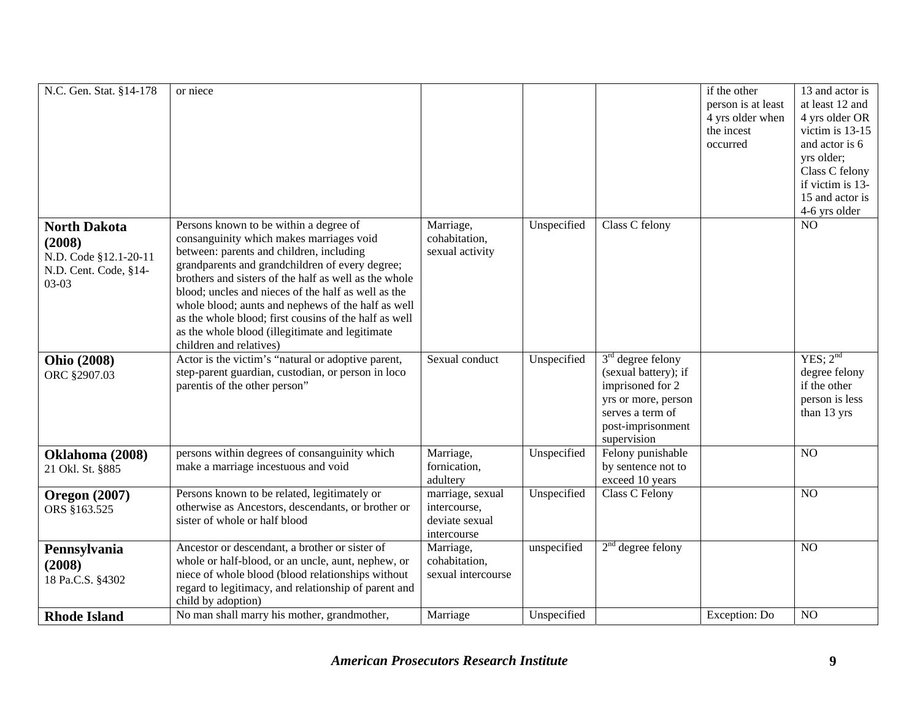| | | | | | | |
|---|---|---|---|---|---|---|
| N.C. Gen. Stat. §14-178 | or niece | | | | if the other person is at least 4 yrs older when the incest occurred | 13 and actor is at least 12 and 4 yrs older OR victim is 13-15 and actor is 6 yrs older; Class C felony if victim is 13-15 and actor is 4-6 yrs older |
| **North Dakota (2008)** N.D. Code §12.1-20-11 N.D. Cent. Code, §14-03-03 | Persons known to be within a degree of consanguinity which makes marriages void between: parents and children, including grandparents and grandchildren of every degree; brothers and sisters of the half as well as the whole blood; uncles and nieces of the half as well as the whole blood; aunts and nephews of the half as well as the whole blood; first cousins of the half as well as the whole blood (illegitimate and legitimate children and relatives) | Marriage, cohabitation, sexual activity | Unspecified | Class C felony | | NO |
| **Ohio (2008)** ORC §2907.03 | Actor is the victim's "natural or adoptive parent, step-parent guardian, custodian, or person in loco parentis of the other person" | Sexual conduct | Unspecified | 3rd degree felony (sexual battery); if imprisoned for 2 yrs or more, person serves a term of post-imprisonment supervision | | YES; 2nd degree felony if the other person is less than 13 yrs |
| **Oklahoma (2008)** 21 Okl. St. §885 | persons within degrees of consanguinity which make a marriage incestuous and void | Marriage, fornication, adultery | Unspecified | Felony punishable by sentence not to exceed 10 years | | NO |
| **Oregon (2007)** ORS §163.525 | Persons known to be related, legitimately or otherwise as Ancestors, descendants, or brother or sister of whole or half blood | marriage, sexual intercourse, deviate sexual intercourse | Unspecified | Class C Felony | | NO |
| **Pennsylvania (2008)** 18 Pa.C.S. §4302 | Ancestor or descendant, a brother or sister of whole or half-blood, or an uncle, aunt, nephew, or niece of whole blood (blood relationships without regard to legitimacy, and relationship of parent and child by adoption) | Marriage, cohabitation, sexual intercourse | unspecified | 2nd degree felony | | NO |
| **Rhode Island** | No man shall marry his mother, grandmother, | Marriage | Unspecified | | Exception: Do | NO |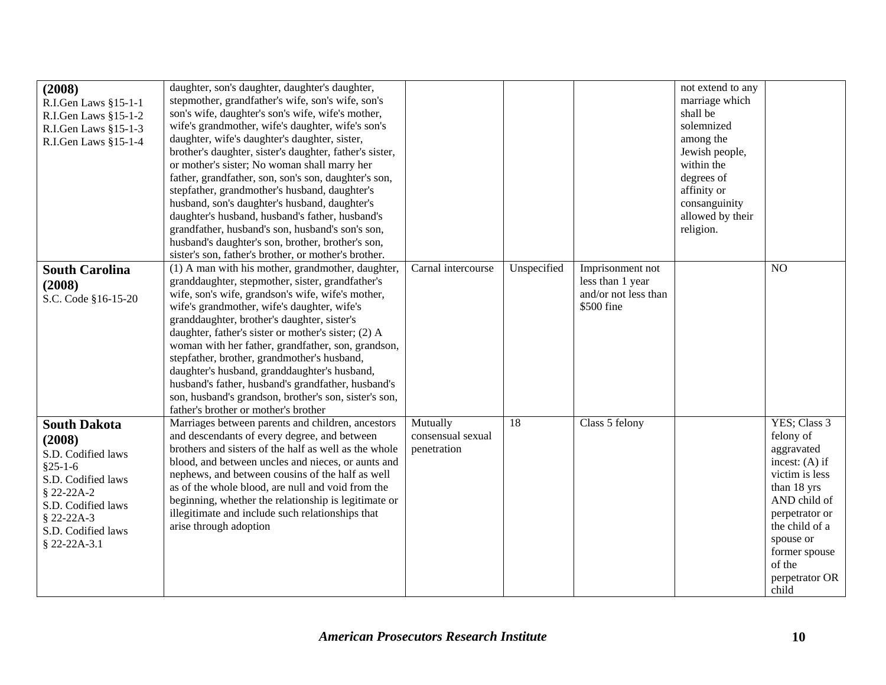| **(2008)**<br>R.I.Gen Laws §15-1-1<br>R.I.Gen Laws §15-1-2<br>R.I.Gen Laws §15-1-3<br>R.I.Gen Laws §15-1-4 | daughter, son's daughter, daughter's daughter, stepmother, grandfather's wife, son's wife, son's son's wife, daughter's son's wife, wife's mother, wife's grandmother, wife's daughter, wife's son's daughter, wife's daughter's daughter, sister, brother's daughter, sister's daughter, father's sister, or mother's sister; No woman shall marry her father, grandfather, son, son's son, daughter's son, stepfather, grandmother's husband, daughter's husband, son's daughter's husband, daughter's daughter's husband, husband's father, husband's grandfather, husband's son, husband's son's son, husband's daughter's son, brother, brother's son, sister's son, father's brother, or mother's brother. | | | | not extend to any marriage which shall be solemnized among the Jewish people, within the degrees of affinity or consanguinity allowed by their religion. | |
|---|---|---|---|---|---|---|
| **South Carolina (2008)**<br>S.C. Code §16-15-20 | (1) A man with his mother, grandmother, daughter, granddaughter, stepmother, sister, grandfather's wife, son's wife, grandson's wife, wife's mother, wife's grandmother, wife's daughter, wife's granddaughter, brother's daughter, sister's daughter, father's sister or mother's sister; (2) A woman with her father, grandfather, son, grandson, stepfather, brother, grandmother's husband, daughter's husband, granddaughter's husband, husband's father, husband's grandfather, husband's son, husband's grandson, brother's son, sister's son, father's brother or mother's brother | Carnal intercourse | Unspecified | Imprisonment not less than 1 year and/or not less than $500 fine | | NO |
| **South Dakota (2008)**<br>S.D. Codified laws §25-1-6<br>S.D. Codified laws § 22-22A-2<br>S.D. Codified laws § 22-22A-3<br>S.D. Codified laws § 22-22A-3.1 | Marriages between parents and children, ancestors and descendants of every degree, and between brothers and sisters of the half as well as the whole blood, and between uncles and nieces, or aunts and nephews, and between cousins of the half as well as of the whole blood, are null and void from the beginning, whether the relationship is legitimate or illegitimate and include such relationships that arise through adoption | Mutually consensual sexual penetration | 18 | Class 5 felony | | YES; Class 3 felony of aggravated incest: (A) if victim is less than 18 yrs AND child of perpetrator or the child of a spouse or former spouse of the perpetrator OR child |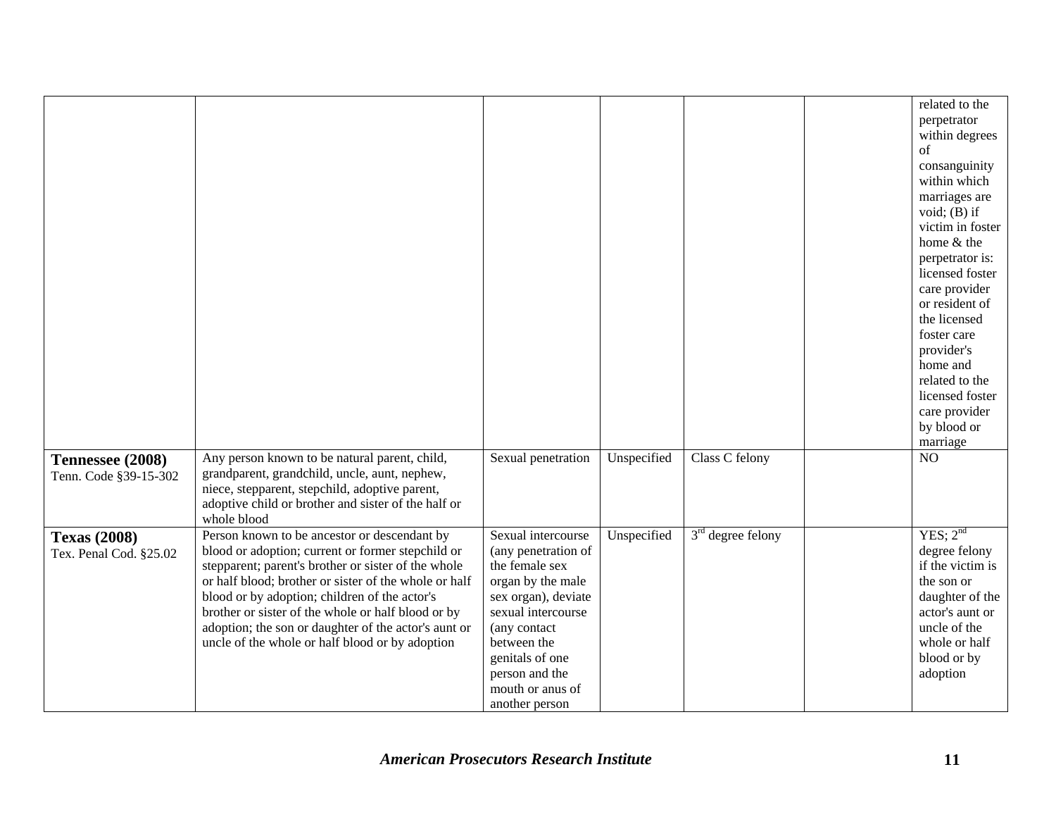| | | | | | | |
|---|---|---|---|---|---|---|
| | | | | | | related to the perpetrator within degrees of consanguinity within which marriages are void; (B) if victim in foster home & the perpetrator is: licensed foster care provider or resident of the licensed foster care provider's home and related to the licensed foster care provider by blood or marriage |
| **Tennessee (2008)** Tenn. Code §39-15-302 | Any person known to be natural parent, child, grandparent, grandchild, uncle, aunt, nephew, niece, stepparent, stepchild, adoptive parent, adoptive child or brother and sister of the half or whole blood | Sexual penetration | Unspecified | Class C felony | | NO |
| **Texas (2008)** Tex. Penal Cod. §25.02 | Person known to be ancestor or descendant by blood or adoption; current or former stepchild or stepparent; parent's brother or sister of the whole or half blood; brother or sister of the whole or half blood or by adoption; children of the actor's brother or sister of the whole or half blood or by adoption; the son or daughter of the actor's aunt or uncle of the whole or half blood or by adoption | Sexual intercourse (any penetration of the female sex organ by the male sex organ), deviate sexual intercourse (any contact between the genitals of one person and the mouth or anus of another person | Unspecified | 3rd degree felony | | YES; 2nd degree felony if the victim is the son or daughter of the actor's aunt or uncle of the whole or half blood or by adoption |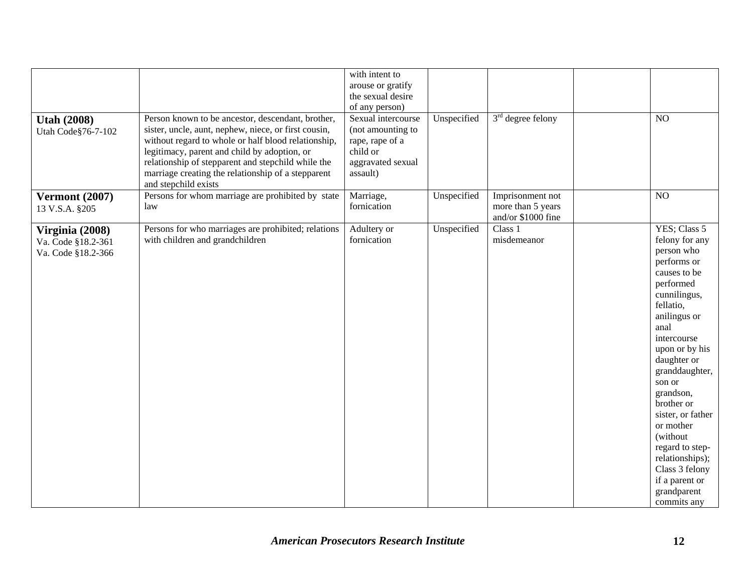| | | | | | | |
|---|---|---|---|---|---|---|
| | | with intent to arouse or gratify the sexual desire of any person) | | | | |
| **Utah (2008)** Utah Code§76-7-102 | Person known to be ancestor, descendant, brother, sister, uncle, aunt, nephew, niece, or first cousin, without regard to whole or half blood relationship, legitimacy, parent and child by adoption, or relationship of stepparent and stepchild while the marriage creating the relationship of a stepparent and stepchild exists | Sexual intercourse (not amounting to rape, rape of a child or aggravated sexual assault) | Unspecified | 3rd degree felony | | NO |
| **Vermont (2007)** 13 V.S.A. §205 | Persons for whom marriage are prohibited by state law | Marriage, fornication | Unspecified | Imprisonment not more than 5 years and/or $1000 fine | | NO |
| **Virginia (2008)** Va. Code §18.2-361 Va. Code §18.2-366 | Persons for who marriages are prohibited; relations with children and grandchildren | Adultery or fornication | Unspecified | Class 1 misdemeanor | | YES; Class 5 felony for any person who performs or causes to be performed cunnilingus, fellatio, anilingus or anal intercourse upon or by his daughter or granddaughter, son or grandson, brother or sister, or father or mother (without regard to step-relationships); Class 3 felony if a parent or grandparent commits any |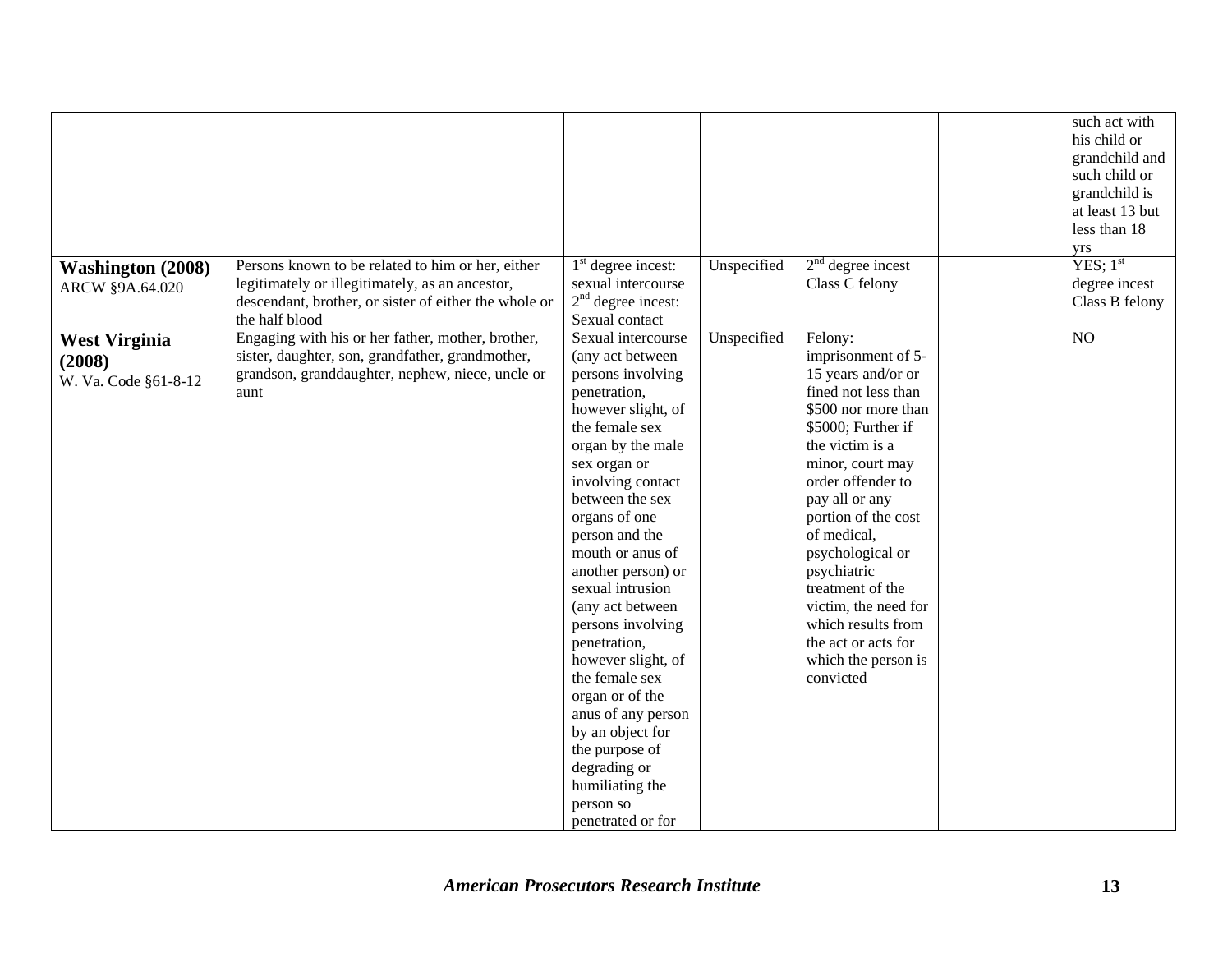| | | | | | | |
|---|---|---|---|---|---|---|
| | | | | | | such act with his child or grandchild and such child or grandchild is at least 13 but less than 18 yrs |
| **Washington (2008)** ARCW §9A.64.020 | Persons known to be related to him or her, either legitimately or illegitimately, as an ancestor, descendant, brother, or sister of either the whole or the half blood | 1st degree incest: sexual intercourse 2nd degree incest: Sexual contact | Unspecified | 2nd degree incest Class C felony | | YES; 1st degree incest Class B felony |
| **West Virginia (2008)** W. Va. Code §61-8-12 | Engaging with his or her father, mother, brother, sister, daughter, son, grandfather, grandmother, grandson, granddaughter, nephew, niece, uncle or aunt | Sexual intercourse (any act between persons involving penetration, however slight, of the female sex organ by the male sex organ or involving contact between the sex organs of one person and the mouth or anus of another person) or sexual intrusion (any act between persons involving penetration, however slight, of the female sex organ or of the anus of any person by an object for the purpose of degrading or humiliating the person so penetrated or for | Unspecified | Felony: imprisonment of 5-15 years and/or or fined not less than \$500 nor more than \$5000; Further if the victim is a minor, court may order offender to pay all or any portion of the cost of medical, psychological or psychiatric treatment of the victim, the need for which results from the act or acts for which the person is convicted | | NO |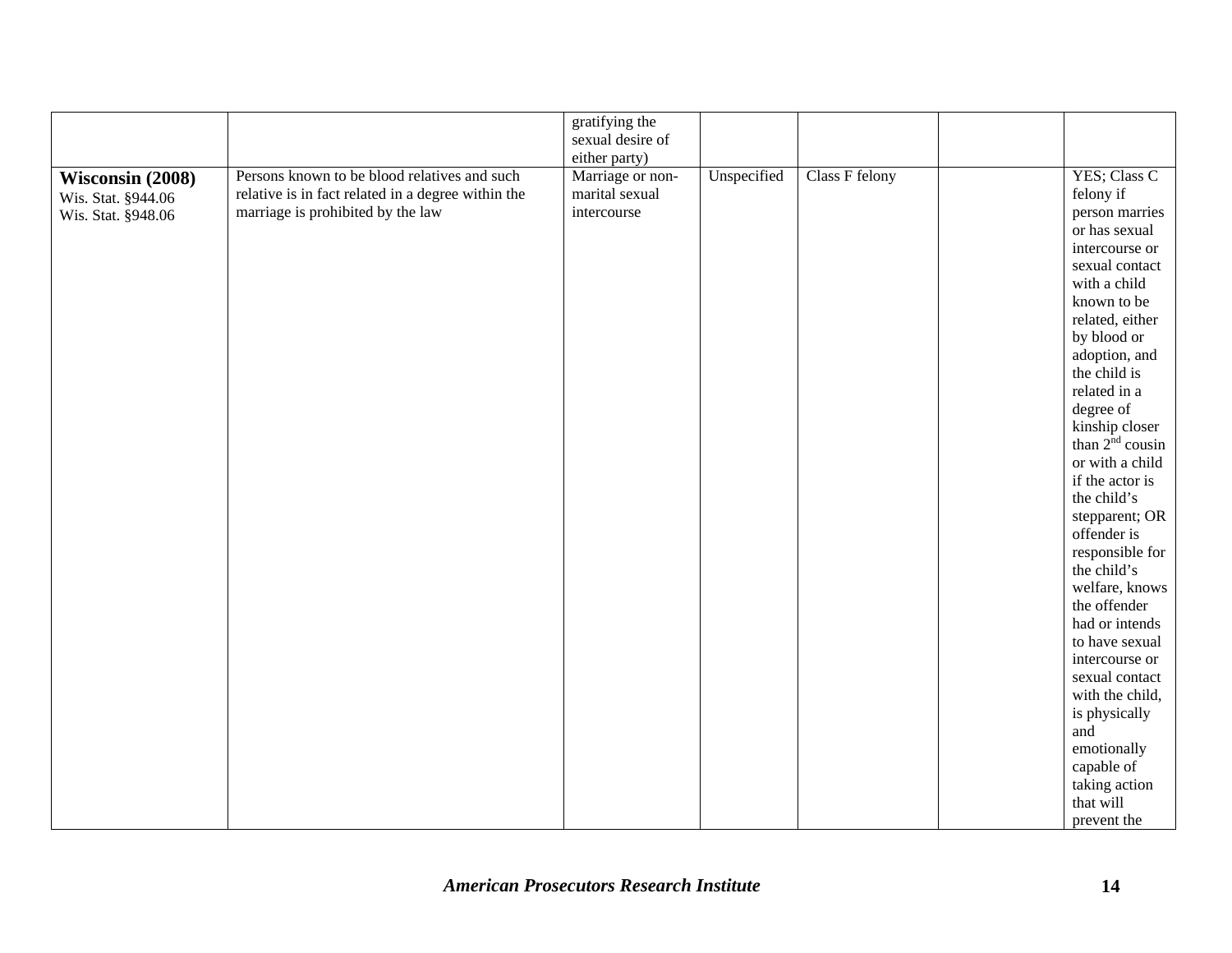| | | | | | | |
|---|---|---|---|---|---|---|
| | | gratifying the sexual desire of either party) | | | | |
| **Wisconsin (2008)** Wis. Stat. §944.06 Wis. Stat. §948.06 | Persons known to be blood relatives and such relative is in fact related in a degree within the marriage is prohibited by the law | Marriage or non-marital sexual intercourse | Unspecified | Class F felony | | YES; Class C felony if person marries or has sexual intercourse or sexual contact with a child known to be related, either by blood or adoption, and the child is related in a degree of kinship closer than 2nd cousin or with a child if the actor is the child's stepparent; OR offender is responsible for the child's welfare, knows the offender had or intends to have sexual intercourse or sexual contact with the child, is physically and emotionally capable of taking action that will prevent the |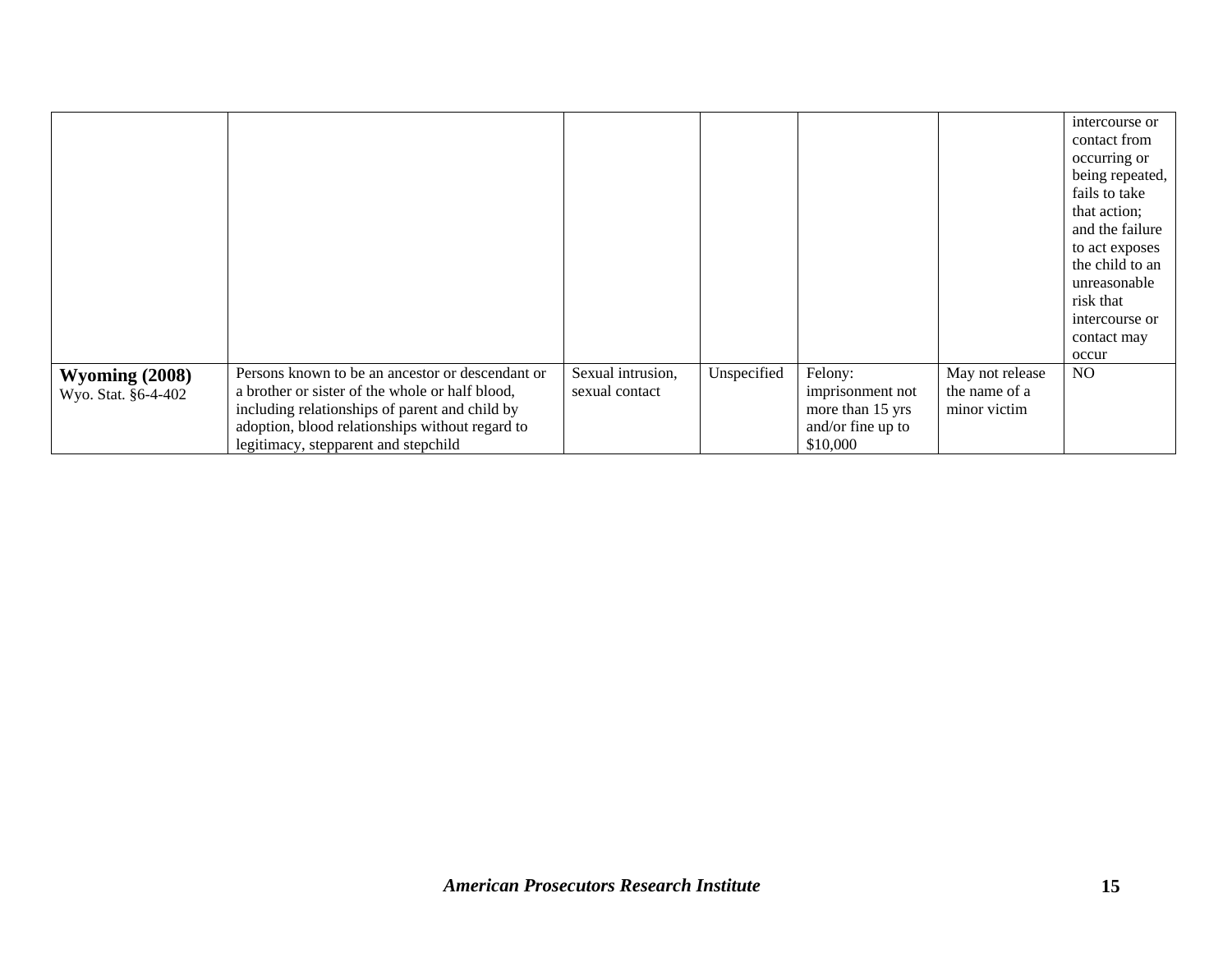| | | | | | | |
|---|---|---|---|---|---|---|
| | | | | | | intercourse or contact from occurring or being repeated, fails to take that action; and the failure to act exposes the child to an unreasonable risk that intercourse or contact may occur |
| **Wyoming (2008)** Wyo. Stat. §6-4-402 | Persons known to be an ancestor or descendant or a brother or sister of the whole or half blood, including relationships of parent and child by adoption, blood relationships without regard to legitimacy, stepparent and stepchild | Sexual intrusion, sexual contact | Unspecified | Felony: imprisonment not more than 15 yrs and/or fine up to $10,000 | May not release the name of a minor victim | NO |